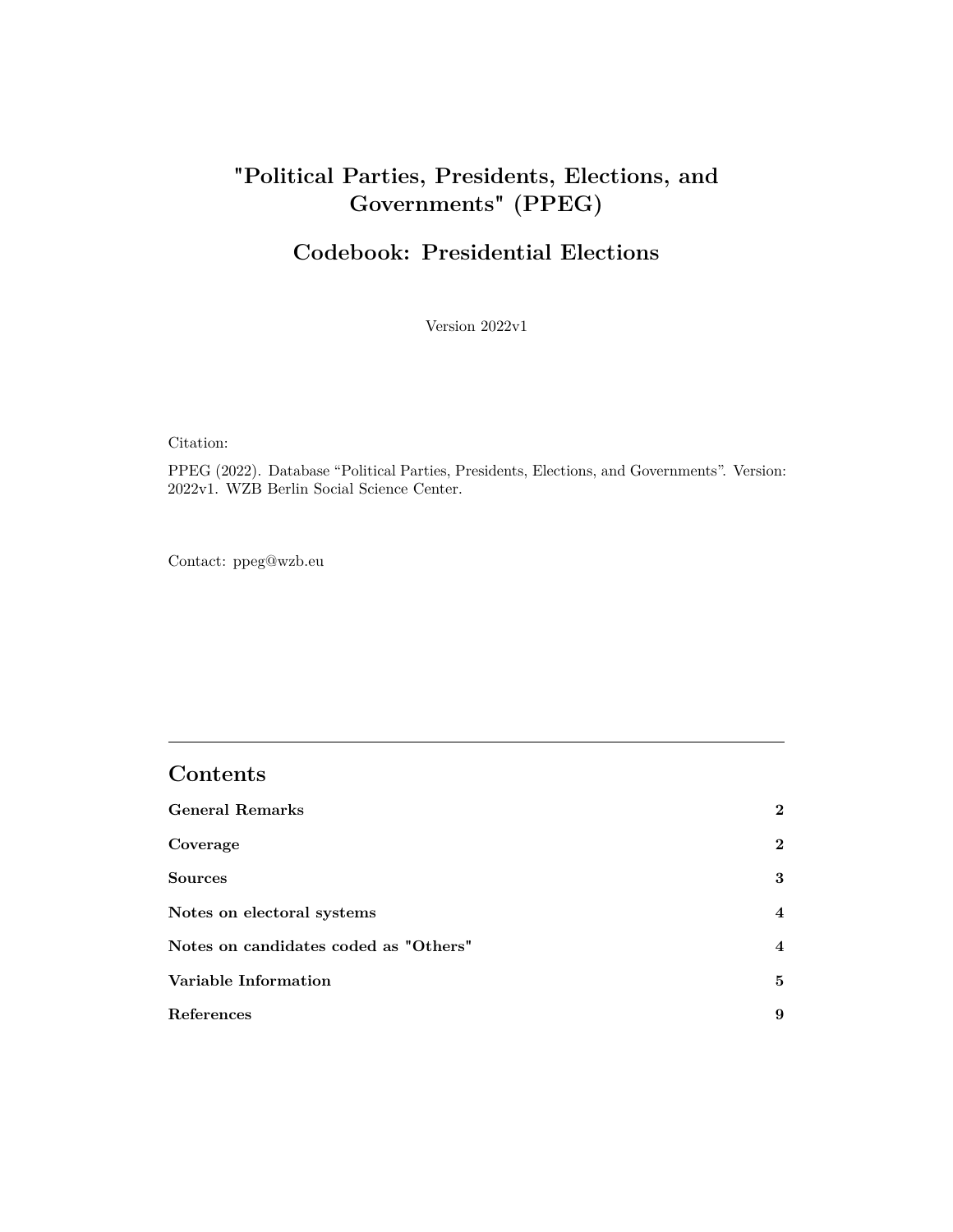# "Political Parties, Presidents, Elections, and Governments" (PPEG)

## Codebook: Presidential Elections

Version 2022v1

Citation:

PPEG (2022). Database "Political Parties, Presidents, Elections, and Governments". Version: 2022v1. WZB Berlin Social Science Center.

Contact: ppeg@wzb.eu

---

## Contents

| | |
|---|---|
| **General Remarks** | **2** |
| **Coverage** | **2** |
| **Sources** | **3** |
| **Notes on electoral systems** | **4** |
| **Notes on candidates coded as "Others"** | **4** |
| **Variable Information** | **5** |
| **References** | **9** |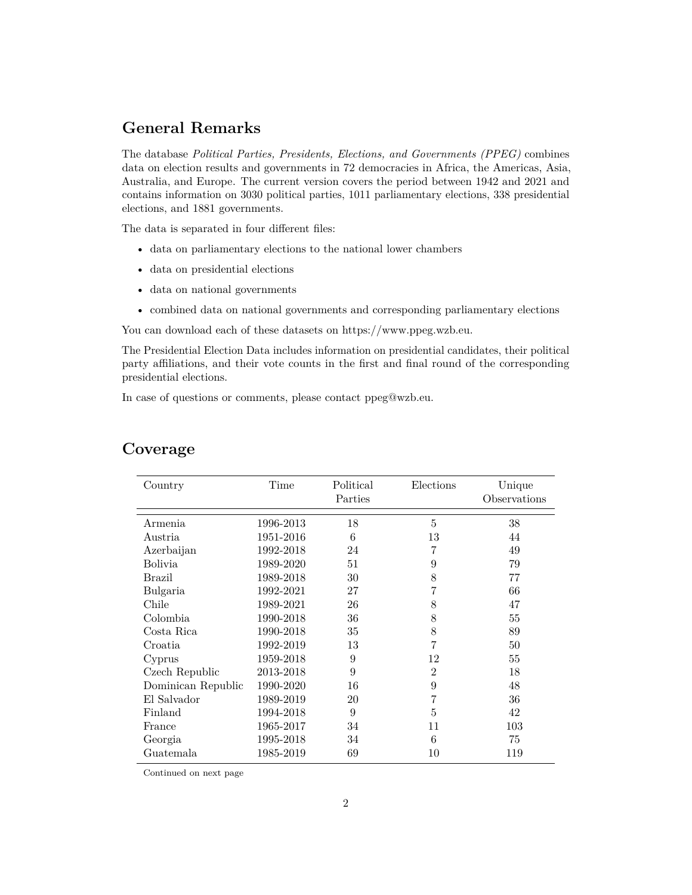## General Remarks

The database *Political Parties, Presidents, Elections, and Governments (PPEG)* combines data on election results and governments in 72 democracies in Africa, the Americas, Asia, Australia, and Europe. The current version covers the period between 1942 and 2021 and contains information on 3030 political parties, 1011 parliamentary elections, 338 presidential elections, and 1881 governments.

The data is separated in four different files:

- data on parliamentary elections to the national lower chambers
- data on presidential elections
- data on national governments
- combined data on national governments and corresponding parliamentary elections

You can download each of these datasets on https://www.ppeg.wzb.eu.

The Presidential Election Data includes information on presidential candidates, their political party affiliations, and their vote counts in the first and final round of the corresponding presidential elections.

In case of questions or comments, please contact ppeg@wzb.eu.

## Coverage

| Country | Time | Political Parties | Elections | Unique Observations |
|---|---|---|---|---|
| Armenia | 1996-2013 | 18 | 5 | 38 |
| Austria | 1951-2016 | 6 | 13 | 44 |
| Azerbaijan | 1992-2018 | 24 | 7 | 49 |
| Bolivia | 1989-2020 | 51 | 9 | 79 |
| Brazil | 1989-2018 | 30 | 8 | 77 |
| Bulgaria | 1992-2021 | 27 | 7 | 66 |
| Chile | 1989-2021 | 26 | 8 | 47 |
| Colombia | 1990-2018 | 36 | 8 | 55 |
| Costa Rica | 1990-2018 | 35 | 8 | 89 |
| Croatia | 1992-2019 | 13 | 7 | 50 |
| Cyprus | 1959-2018 | 9 | 12 | 55 |
| Czech Republic | 2013-2018 | 9 | 2 | 18 |
| Dominican Republic | 1990-2020 | 16 | 9 | 48 |
| El Salvador | 1989-2019 | 20 | 7 | 36 |
| Finland | 1994-2018 | 9 | 5 | 42 |
| France | 1965-2017 | 34 | 11 | 103 |
| Georgia | 1995-2018 | 34 | 6 | 75 |
| Guatemala | 1985-2019 | 69 | 10 | 119 |

Continued on next page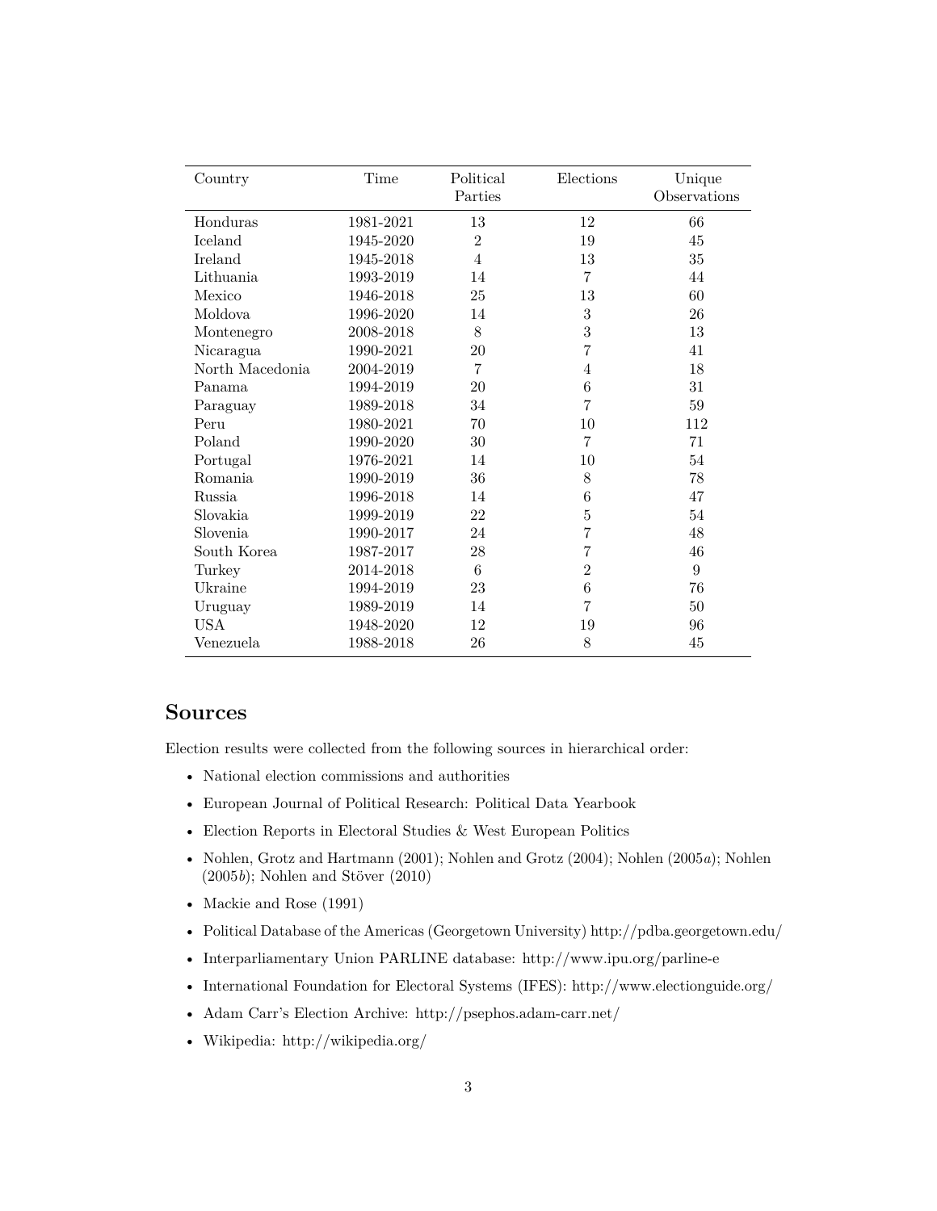| Country | Time | Political Parties | Elections | Unique Observations |
|---|---|---|---|---|
| Honduras | 1981-2021 | 13 | 12 | 66 |
| Iceland | 1945-2020 | 2 | 19 | 45 |
| Ireland | 1945-2018 | 4 | 13 | 35 |
| Lithuania | 1993-2019 | 14 | 7 | 44 |
| Mexico | 1946-2018 | 25 | 13 | 60 |
| Moldova | 1996-2020 | 14 | 3 | 26 |
| Montenegro | 2008-2018 | 8 | 3 | 13 |
| Nicaragua | 1990-2021 | 20 | 7 | 41 |
| North Macedonia | 2004-2019 | 7 | 4 | 18 |
| Panama | 1994-2019 | 20 | 6 | 31 |
| Paraguay | 1989-2018 | 34 | 7 | 59 |
| Peru | 1980-2021 | 70 | 10 | 112 |
| Poland | 1990-2020 | 30 | 7 | 71 |
| Portugal | 1976-2021 | 14 | 10 | 54 |
| Romania | 1990-2019 | 36 | 8 | 78 |
| Russia | 1996-2018 | 14 | 6 | 47 |
| Slovakia | 1999-2019 | 22 | 5 | 54 |
| Slovenia | 1990-2017 | 24 | 7 | 48 |
| South Korea | 1987-2017 | 28 | 7 | 46 |
| Turkey | 2014-2018 | 6 | 2 | 9 |
| Ukraine | 1994-2019 | 23 | 6 | 76 |
| Uruguay | 1989-2019 | 14 | 7 | 50 |
| USA | 1948-2020 | 12 | 19 | 96 |
| Venezuela | 1988-2018 | 26 | 8 | 45 |

## Sources

Election results were collected from the following sources in hierarchical order:

- National election commissions and authorities
- European Journal of Political Research: Political Data Yearbook
- Election Reports in Electoral Studies & West European Politics
- Nohlen, Grotz and Hartmann (2001); Nohlen and Grotz (2004); Nohlen (2005*a*); Nohlen (2005*b*); Nohlen and Stöver (2010)
- Mackie and Rose (1991)
- Political Database of the Americas (Georgetown University) http://pdba.georgetown.edu/
- Interparliamentary Union PARLINE database: http://www.ipu.org/parline-e
- International Foundation for Electoral Systems (IFES): http://www.electionguide.org/
- Adam Carr's Election Archive: http://psephos.adam-carr.net/
- Wikipedia: http://wikipedia.org/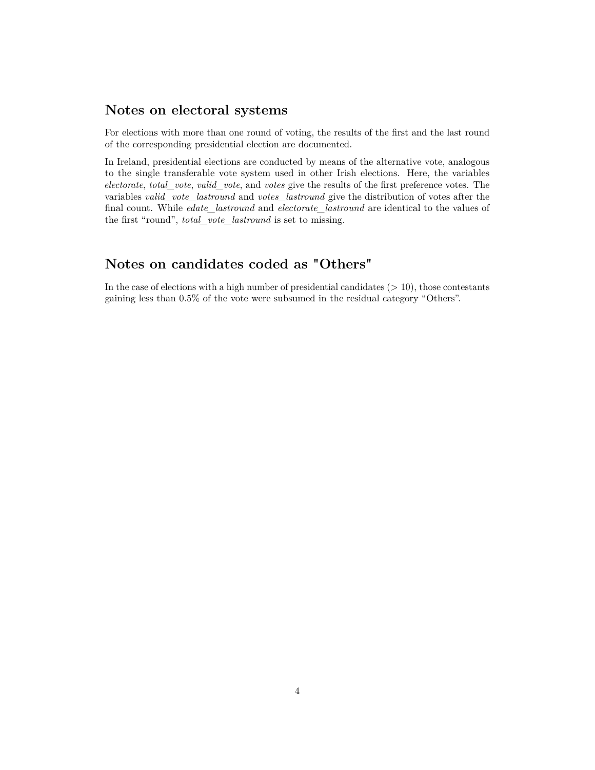## Notes on electoral systems

For elections with more than one round of voting, the results of the first and the last round of the corresponding presidential election are documented.

In Ireland, presidential elections are conducted by means of the alternative vote, analogous to the single transferable vote system used in other Irish elections. Here, the variables *electorate*, *total_vote*, *valid_vote*, and *votes* give the results of the first preference votes. The variables *valid_vote_lastround* and *votes_lastround* give the distribution of votes after the final count. While *edate_lastround* and *electorate_lastround* are identical to the values of the first "round", *total_vote_lastround* is set to missing.

## Notes on candidates coded as "Others"

In the case of elections with a high number of presidential candidates (> 10), those contestants gaining less than 0.5% of the vote were subsumed in the residual category "Others".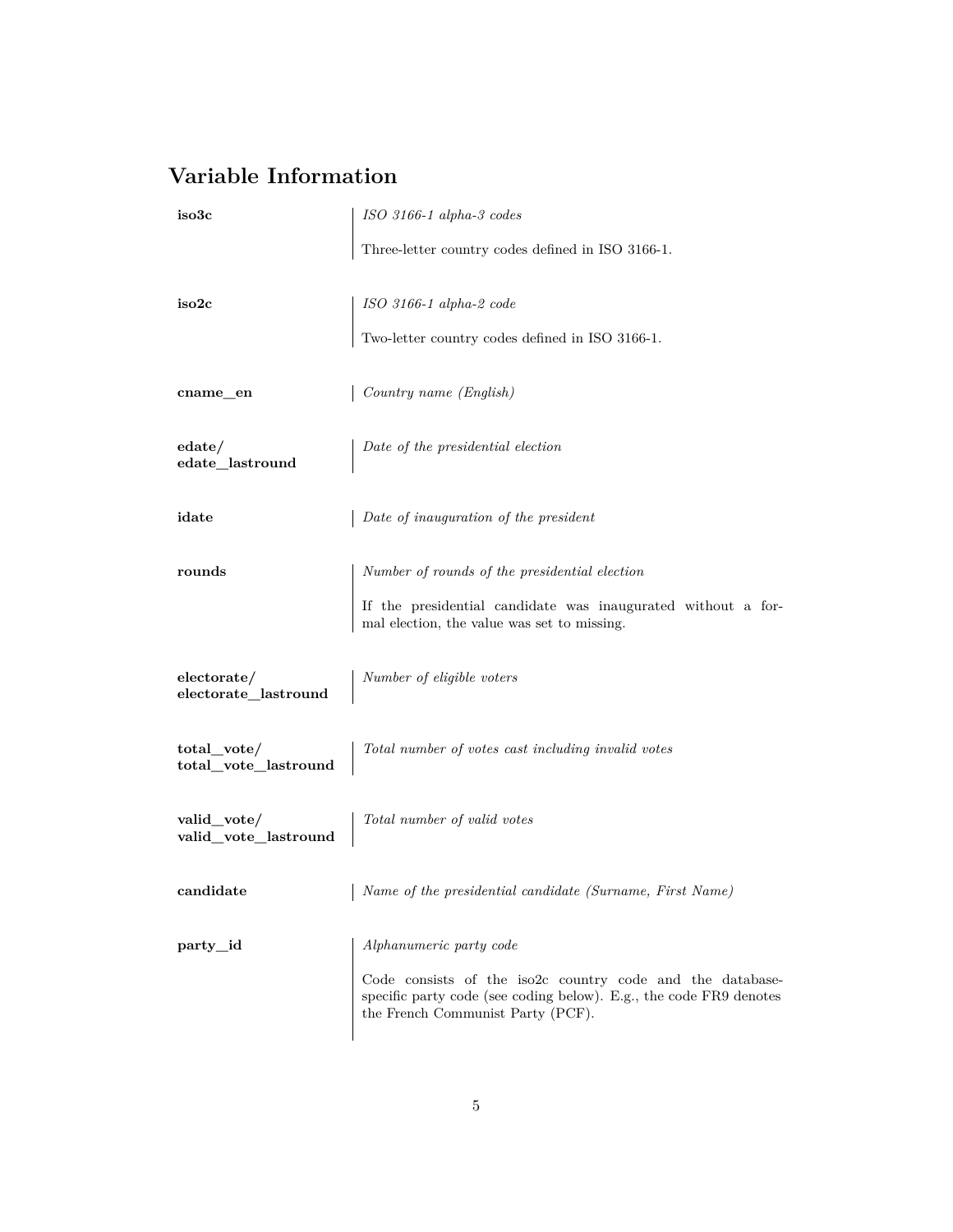## Variable Information

**iso3c**

*ISO 3166-1 alpha-3 codes*

Three-letter country codes defined in ISO 3166-1.

**iso2c**

*ISO 3166-1 alpha-2 code*

Two-letter country codes defined in ISO 3166-1.

**cname_en**

*Country name (English)*

**edate/ edate_lastround**

*Date of the presidential election*

**idate**

*Date of inauguration of the president*

**rounds**

*Number of rounds of the presidential election*

If the presidential candidate was inaugurated without a formal election, the value was set to missing.

**electorate/ electorate_lastround**

*Number of eligible voters*

**total_vote/ total_vote_lastround**

*Total number of votes cast including invalid votes*

**valid_vote/ valid_vote_lastround**

*Total number of valid votes*

**candidate**

*Name of the presidential candidate (Surname, First Name)*

**party_id**

*Alphanumeric party code*

Code consists of the iso2c country code and the database-specific party code (see coding below). E.g., the code FR9 denotes the French Communist Party (PCF).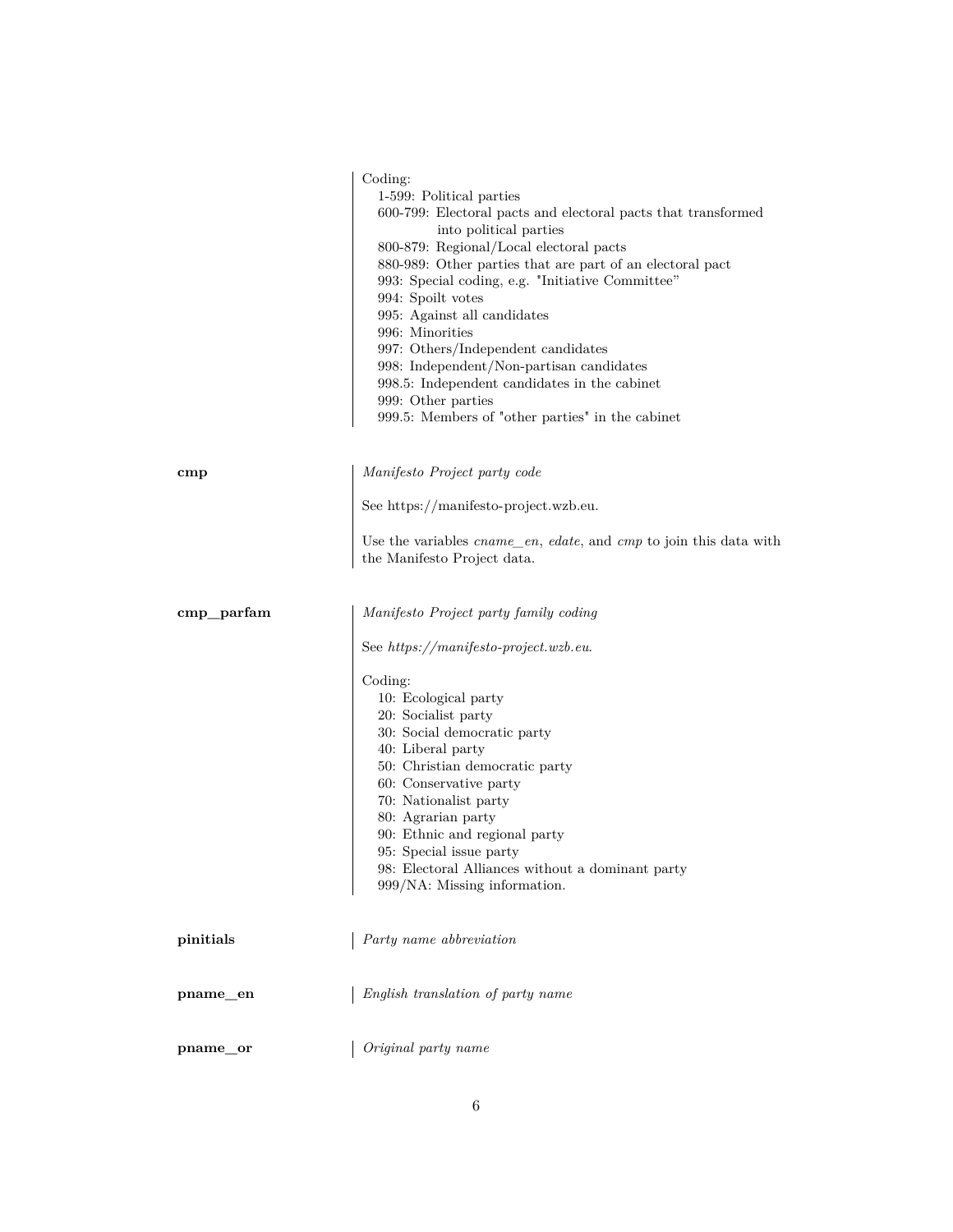Coding:

- 1-599: Political parties
- 600-799: Electoral pacts and electoral pacts that transformed into political parties
- 800-879: Regional/Local electoral pacts
- 880-989: Other parties that are part of an electoral pact
- 993: Special coding, e.g. "Initiative Committee"
- 994: Spoilt votes
- 995: Against all candidates
- 996: Minorities
- 997: Others/Independent candidates
- 998: Independent/Non-partisan candidates
- 998.5: Independent candidates in the cabinet
- 999: Other parties
- 999.5: Members of "other parties" in the cabinet

**cmp**

*Manifesto Project party code*

See https://manifesto-project.wzb.eu.

Use the variables *cname_en*, *edate*, and *cmp* to join this data with the Manifesto Project data.

**cmp_parfam**

*Manifesto Project party family coding*

See *https://manifesto-project.wzb.eu*.

Coding:

- 10: Ecological party
- 20: Socialist party
- 30: Social democratic party
- 40: Liberal party
- 50: Christian democratic party
- 60: Conservative party
- 70: Nationalist party
- 80: Agrarian party
- 90: Ethnic and regional party
- 95: Special issue party
- 98: Electoral Alliances without a dominant party
- 999/NA: Missing information.

**pinitials**

*Party name abbreviation*

**pname_en**

*English translation of party name*

**pname_or**

*Original party name*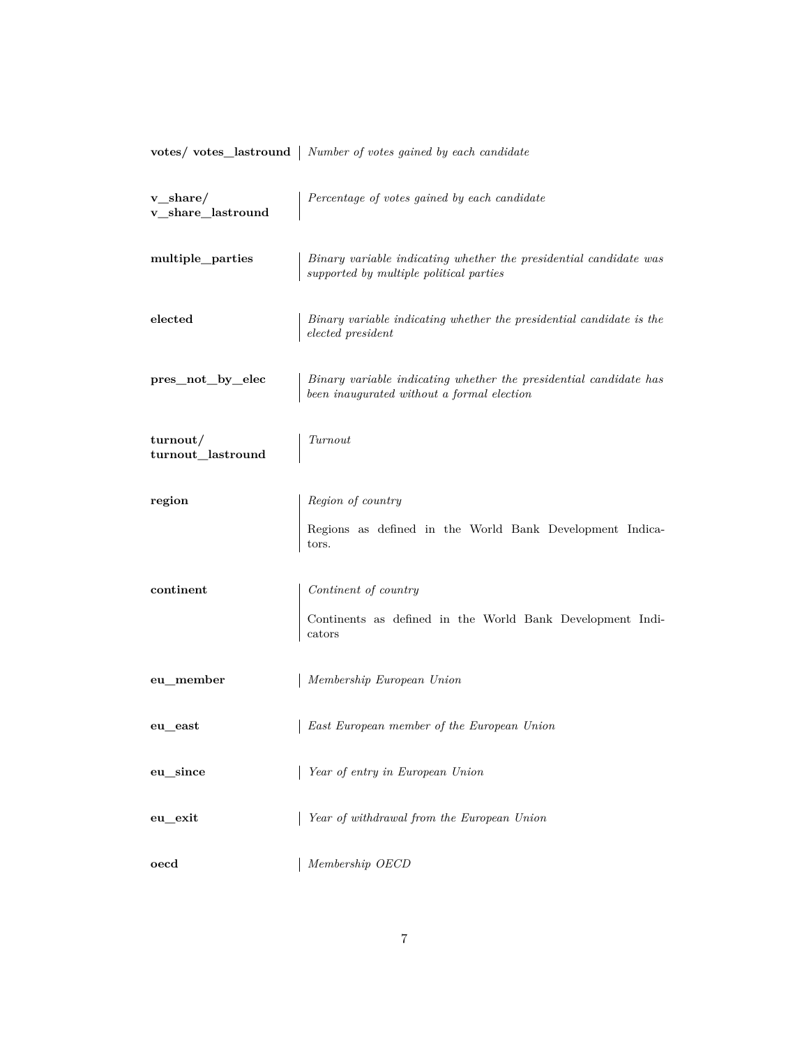**votes/ votes_lastround** | *Number of votes gained by each candidate*

**v_share/ v_share_lastround** | *Percentage of votes gained by each candidate*

**multiple_parties** | *Binary variable indicating whether the presidential candidate was supported by multiple political parties*

**elected** | *Binary variable indicating whether the presidential candidate is the elected president*

**pres_not_by_elec** | *Binary variable indicating whether the presidential candidate has been inaugurated without a formal election*

**turnout/ turnout_lastround** | *Turnout*

**region** | *Region of country*

Regions as defined in the World Bank Development Indicators.

**continent** | *Continent of country*

Continents as defined in the World Bank Development Indicators

**eu_member** | *Membership European Union*

**eu_east** | *East European member of the European Union*

**eu_since** | *Year of entry in European Union*

**eu_exit** | *Year of withdrawal from the European Union*

**oecd** | *Membership OECD*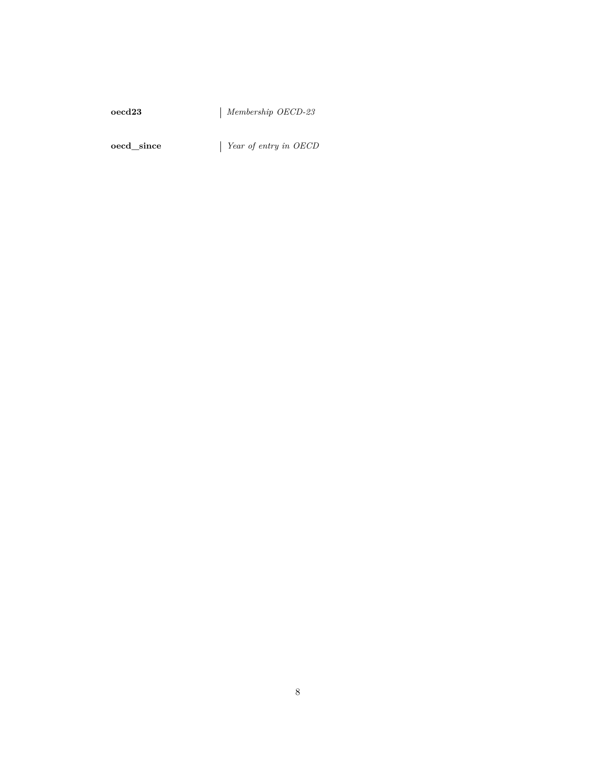| | |
|---|---|
| **oecd23** | *Membership OECD-23* |
| **oecd_since** | *Year of entry in OECD* |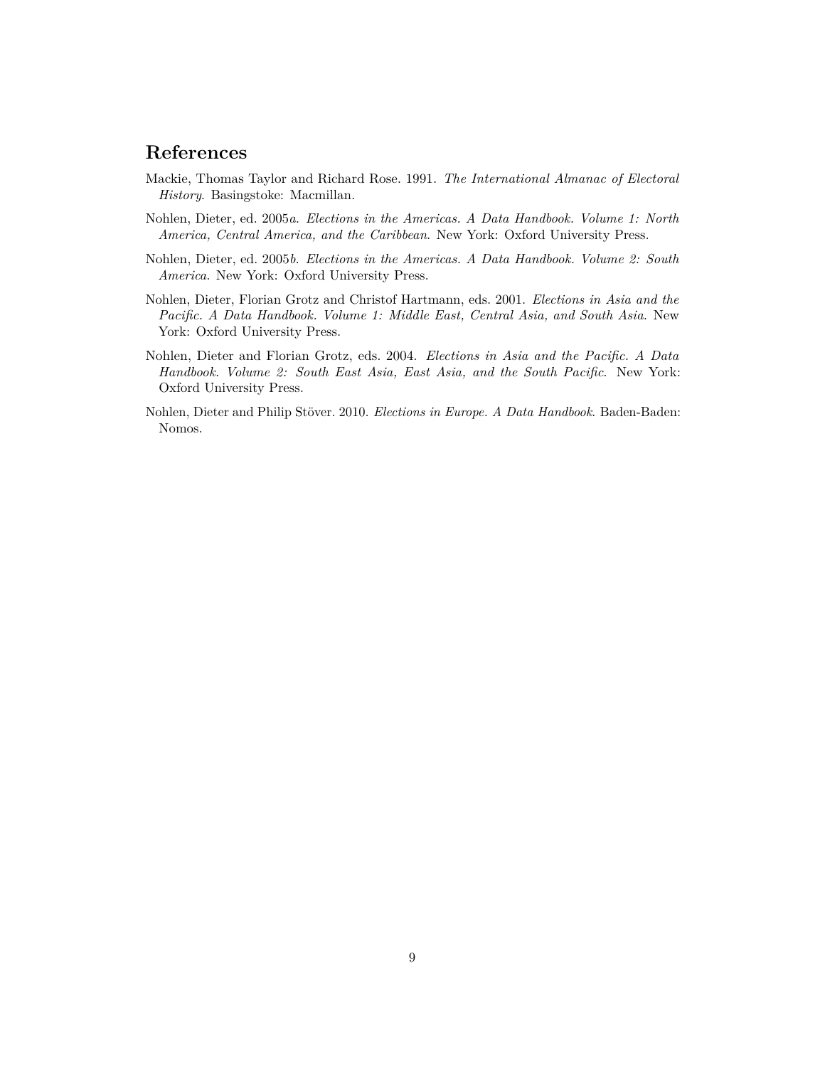## References

Mackie, Thomas Taylor and Richard Rose. 1991. *The International Almanac of Electoral History*. Basingstoke: Macmillan.

Nohlen, Dieter, ed. 2005*a*. *Elections in the Americas. A Data Handbook. Volume 1: North America, Central America, and the Caribbean*. New York: Oxford University Press.

Nohlen, Dieter, ed. 2005*b*. *Elections in the Americas. A Data Handbook. Volume 2: South America*. New York: Oxford University Press.

Nohlen, Dieter, Florian Grotz and Christof Hartmann, eds. 2001. *Elections in Asia and the Pacific. A Data Handbook. Volume 1: Middle East, Central Asia, and South Asia*. New York: Oxford University Press.

Nohlen, Dieter and Florian Grotz, eds. 2004. *Elections in Asia and the Pacific. A Data Handbook. Volume 2: South East Asia, East Asia, and the South Pacific*. New York: Oxford University Press.

Nohlen, Dieter and Philip Stöver. 2010. *Elections in Europe. A Data Handbook*. Baden-Baden: Nomos.